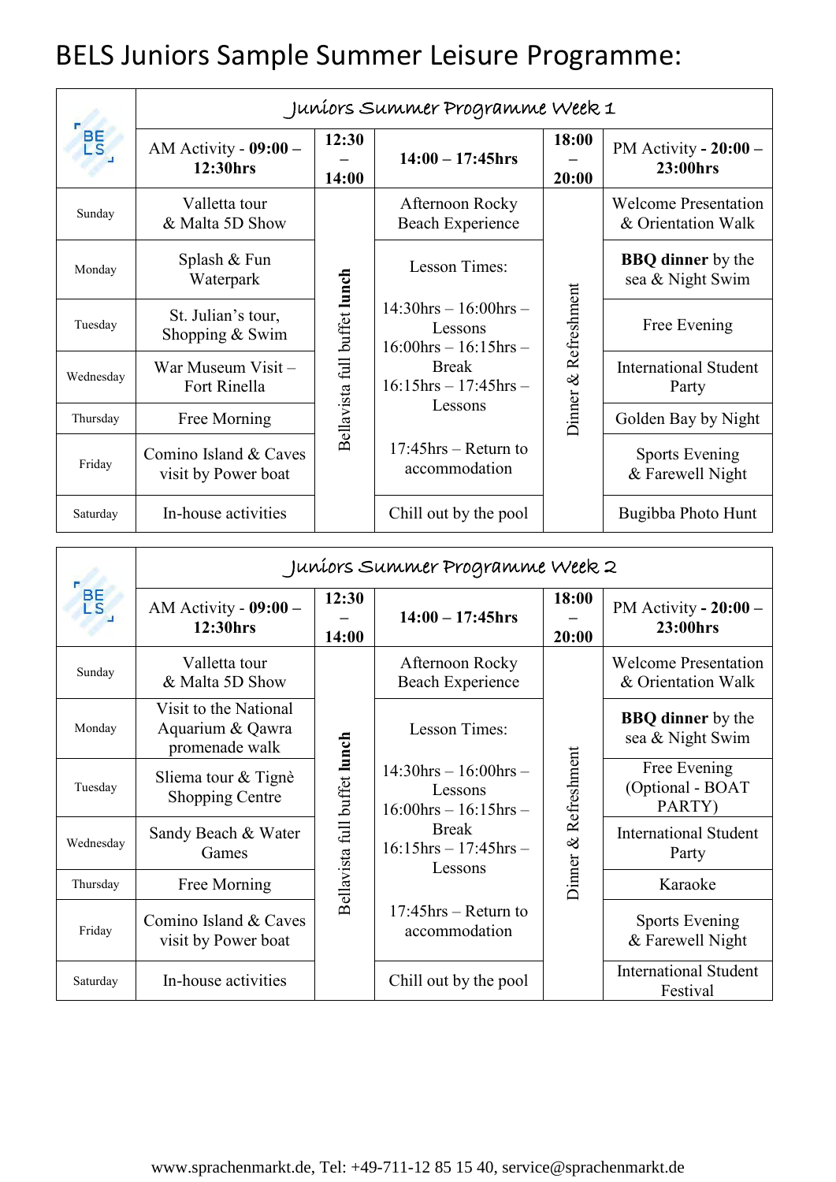# BELS Juniors Sample Summer Leisure Programme:

| BELS | Juniors Summer Programme Week 1 | | | | |
|---|---|---|---|---|---|
| | AM Activity - **09:00 – 12:30hrs** | **12:30 – 14:00** | **14:00 – 17:45hrs** | **18:00 – 20:00** | PM Activity **- 20:00 – 23:00hrs** |
| Sunday | Valletta tour & Malta 5D Show | Bellavista full buffet **lunch** | Afternoon Rocky Beach Experience | Dinner & Refreshment | Welcome Presentation & Orientation Walk |
| Monday | Splash & Fun Waterpark | | Lesson Times: 14:30hrs – 16:00hrs – Lessons 16:00hrs – 16:15hrs – Break 16:15hrs – 17:45hrs – Lessons 17:45hrs – Return to accommodation | | **BBQ dinner** by the sea & Night Swim |
| Tuesday | St. Julian's tour, Shopping & Swim | | | | Free Evening |
| Wednesday | War Museum Visit – Fort Rinella | | | | International Student Party |
| Thursday | Free Morning | | | | Golden Bay by Night |
| Friday | Comino Island & Caves visit by Power boat | | | | Sports Evening & Farewell Night |
| Saturday | In-house activities | | Chill out by the pool | | Bugibba Photo Hunt |

| BELS | Juniors Summer Programme Week 2 | | | | |
|---|---|---|---|---|---|
| | AM Activity - **09:00 – 12:30hrs** | **12:30 – 14:00** | **14:00 – 17:45hrs** | **18:00 – 20:00** | PM Activity **- 20:00 – 23:00hrs** |
| Sunday | Valletta tour & Malta 5D Show | Bellavista full buffet **lunch** | Afternoon Rocky Beach Experience | Dinner & Refreshment | Welcome Presentation & Orientation Walk |
| Monday | Visit to the National Aquarium & Qawra promenade walk | | Lesson Times: 14:30hrs – 16:00hrs – Lessons 16:00hrs – 16:15hrs – Break 16:15hrs – 17:45hrs – Lessons 17:45hrs – Return to accommodation | | **BBQ dinner** by the sea & Night Swim |
| Tuesday | Sliema tour & Tignè Shopping Centre | | | | Free Evening (Optional - BOAT PARTY) |
| Wednesday | Sandy Beach & Water Games | | | | International Student Party |
| Thursday | Free Morning | | | | Karaoke |
| Friday | Comino Island & Caves visit by Power boat | | | | Sports Evening & Farewell Night |
| Saturday | In-house activities | | Chill out by the pool | | International Student Festival |

www.sprachenmarkt.de, Tel: +49-711-12 85 15 40, service@sprachenmarkt.de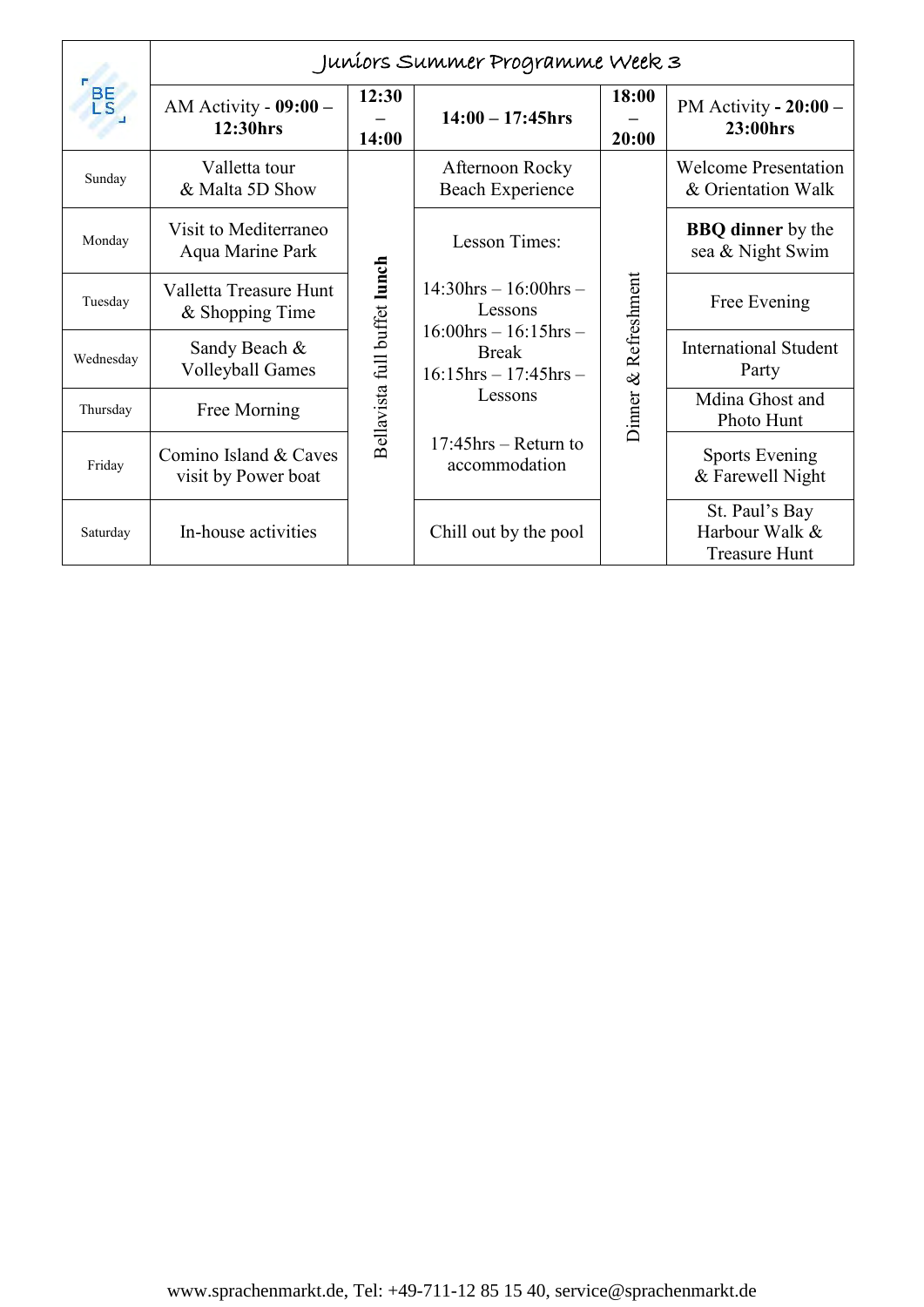| | Juniors Summer Programme Week 3 | | | | |
|---|---|---|---|---|---|
| | AM Activity - **09:00 – 12:30hrs** | **12:30 – 14:00** | **14:00 – 17:45hrs** | **18:00 – 20:00** | PM Activity **- 20:00 – 23:00hrs** |
| Sunday | Valletta tour & Malta 5D Show | Bellavista full buffet **lunch** | Afternoon Rocky Beach Experience | Dinner & Refreshment | Welcome Presentation & Orientation Walk |
| Monday | Visit to Mediterraneo Aqua Marine Park | | Lesson Times: 14:30hrs – 16:00hrs – Lessons 16:00hrs – 16:15hrs – Break 16:15hrs – 17:45hrs – Lessons 17:45hrs – Return to accommodation | | **BBQ dinner** by the sea & Night Swim |
| Tuesday | Valletta Treasure Hunt & Shopping Time | | | | Free Evening |
| Wednesday | Sandy Beach & Volleyball Games | | | | International Student Party |
| Thursday | Free Morning | | | | Mdina Ghost and Photo Hunt |
| Friday | Comino Island & Caves visit by Power boat | | | | Sports Evening & Farewell Night |
| Saturday | In-house activities | | Chill out by the pool | | St. Paul's Bay Harbour Walk & Treasure Hunt |

www.sprachenmarkt.de, Tel: +49-711-12 85 15 40, service@sprachenmarkt.de